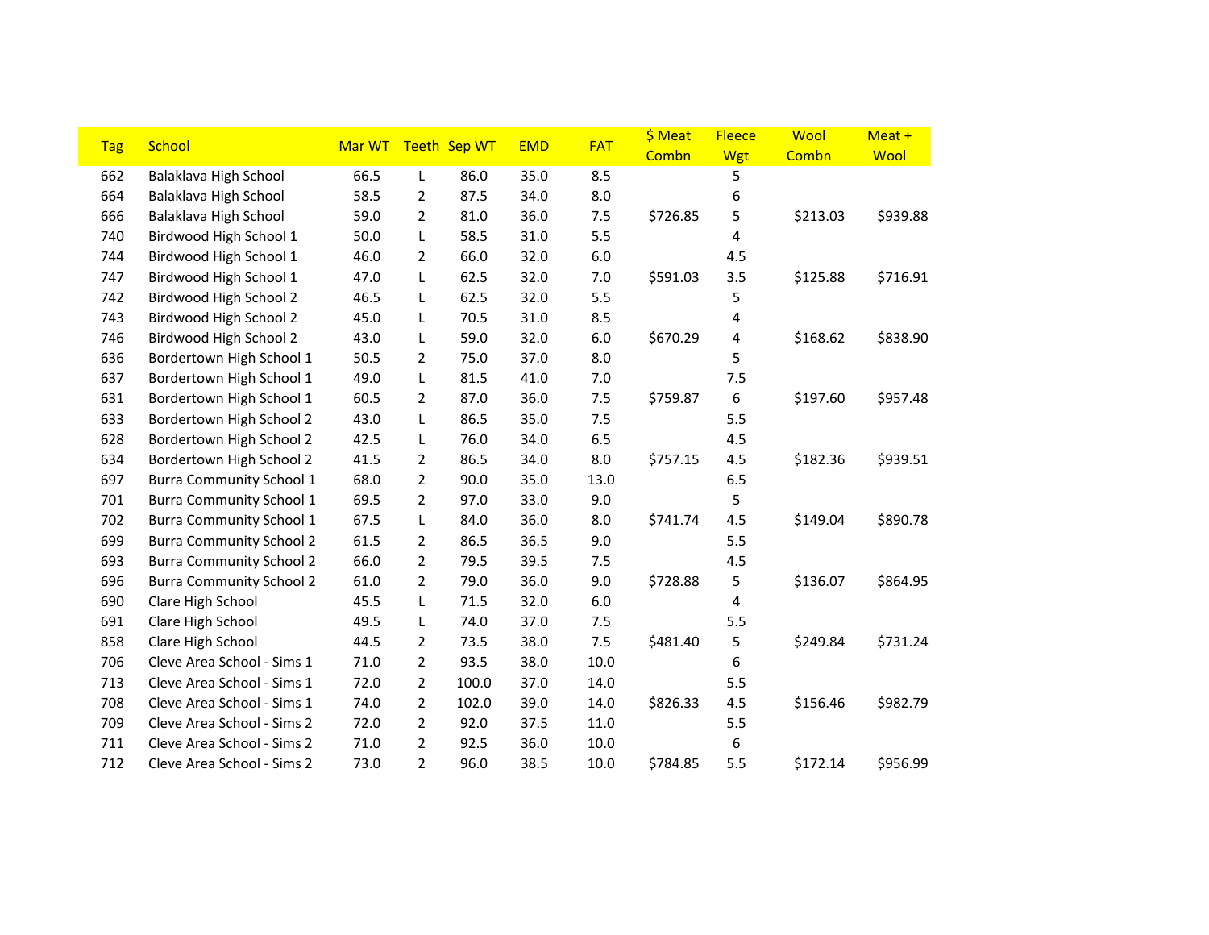| Tag | School | Mar WT | Teeth | Sep WT | EMD | FAT | $ Meat Combn | Fleece Wgt | Wool Combn | Meat + Wool |
|---|---|---|---|---|---|---|---|---|---|---|
| 662 | Balaklava High School | 66.5 | L | 86.0 | 35.0 | 8.5 | | 5 | | |
| 664 | Balaklava High School | 58.5 | 2 | 87.5 | 34.0 | 8.0 | | 6 | | |
| 666 | Balaklava High School | 59.0 | 2 | 81.0 | 36.0 | 7.5 | $726.85 | 5 | $213.03 | $939.88 |
| 740 | Birdwood High School 1 | 50.0 | L | 58.5 | 31.0 | 5.5 | | 4 | | |
| 744 | Birdwood High School 1 | 46.0 | 2 | 66.0 | 32.0 | 6.0 | | 4.5 | | |
| 747 | Birdwood High School 1 | 47.0 | L | 62.5 | 32.0 | 7.0 | $591.03 | 3.5 | $125.88 | $716.91 |
| 742 | Birdwood High School 2 | 46.5 | L | 62.5 | 32.0 | 5.5 | | 5 | | |
| 743 | Birdwood High School 2 | 45.0 | L | 70.5 | 31.0 | 8.5 | | 4 | | |
| 746 | Birdwood High School 2 | 43.0 | L | 59.0 | 32.0 | 6.0 | $670.29 | 4 | $168.62 | $838.90 |
| 636 | Bordertown High School 1 | 50.5 | 2 | 75.0 | 37.0 | 8.0 | | 5 | | |
| 637 | Bordertown High School 1 | 49.0 | L | 81.5 | 41.0 | 7.0 | | 7.5 | | |
| 631 | Bordertown High School 1 | 60.5 | 2 | 87.0 | 36.0 | 7.5 | $759.87 | 6 | $197.60 | $957.48 |
| 633 | Bordertown High School 2 | 43.0 | L | 86.5 | 35.0 | 7.5 | | 5.5 | | |
| 628 | Bordertown High School 2 | 42.5 | L | 76.0 | 34.0 | 6.5 | | 4.5 | | |
| 634 | Bordertown High School 2 | 41.5 | 2 | 86.5 | 34.0 | 8.0 | $757.15 | 4.5 | $182.36 | $939.51 |
| 697 | Burra Community School 1 | 68.0 | 2 | 90.0 | 35.0 | 13.0 | | 6.5 | | |
| 701 | Burra Community School 1 | 69.5 | 2 | 97.0 | 33.0 | 9.0 | | 5 | | |
| 702 | Burra Community School 1 | 67.5 | L | 84.0 | 36.0 | 8.0 | $741.74 | 4.5 | $149.04 | $890.78 |
| 699 | Burra Community School 2 | 61.5 | 2 | 86.5 | 36.5 | 9.0 | | 5.5 | | |
| 693 | Burra Community School 2 | 66.0 | 2 | 79.5 | 39.5 | 7.5 | | 4.5 | | |
| 696 | Burra Community School 2 | 61.0 | 2 | 79.0 | 36.0 | 9.0 | $728.88 | 5 | $136.07 | $864.95 |
| 690 | Clare High School | 45.5 | L | 71.5 | 32.0 | 6.0 | | 4 | | |
| 691 | Clare High School | 49.5 | L | 74.0 | 37.0 | 7.5 | | 5.5 | | |
| 858 | Clare High School | 44.5 | 2 | 73.5 | 38.0 | 7.5 | $481.40 | 5 | $249.84 | $731.24 |
| 706 | Cleve Area School - Sims 1 | 71.0 | 2 | 93.5 | 38.0 | 10.0 | | 6 | | |
| 713 | Cleve Area School - Sims 1 | 72.0 | 2 | 100.0 | 37.0 | 14.0 | | 5.5 | | |
| 708 | Cleve Area School - Sims 1 | 74.0 | 2 | 102.0 | 39.0 | 14.0 | $826.33 | 4.5 | $156.46 | $982.79 |
| 709 | Cleve Area School - Sims 2 | 72.0 | 2 | 92.0 | 37.5 | 11.0 | | 5.5 | | |
| 711 | Cleve Area School - Sims 2 | 71.0 | 2 | 92.5 | 36.0 | 10.0 | | 6 | | |
| 712 | Cleve Area School - Sims 2 | 73.0 | 2 | 96.0 | 38.5 | 10.0 | $784.85 | 5.5 | $172.14 | $956.99 |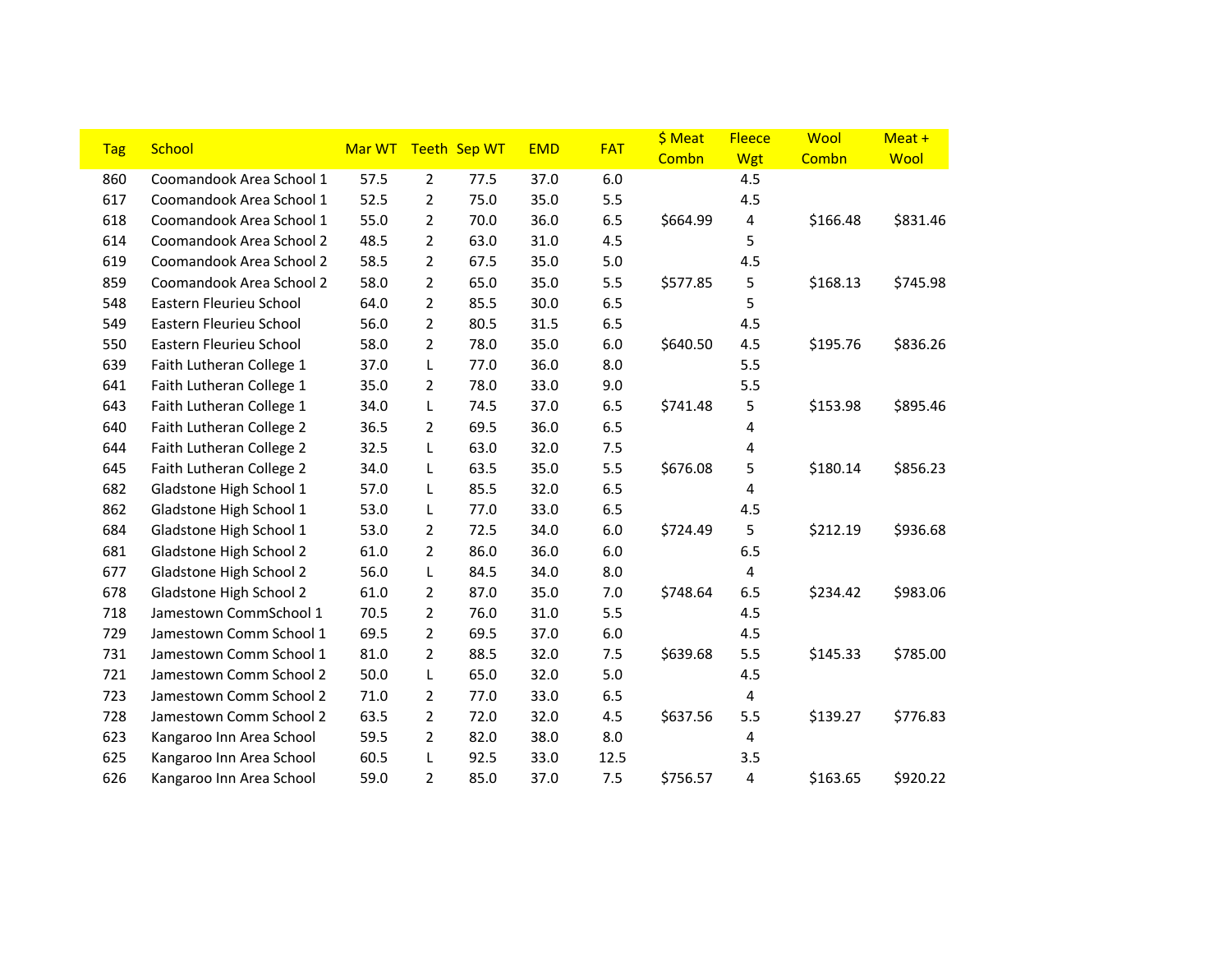| Tag | School | Mar WT | Teeth | Sep WT | EMD | FAT | $ Meat Combn | Fleece Wgt | Wool Combn | Meat + Wool |
|---|---|---|---|---|---|---|---|---|---|---|
| 860 | Coomandook Area School 1 | 57.5 | 2 | 77.5 | 37.0 | 6.0 | | 4.5 | | |
| 617 | Coomandook Area School 1 | 52.5 | 2 | 75.0 | 35.0 | 5.5 | | 4.5 | | |
| 618 | Coomandook Area School 1 | 55.0 | 2 | 70.0 | 36.0 | 6.5 | $664.99 | 4 | $166.48 | $831.46 |
| 614 | Coomandook Area School 2 | 48.5 | 2 | 63.0 | 31.0 | 4.5 | | 5 | | |
| 619 | Coomandook Area School 2 | 58.5 | 2 | 67.5 | 35.0 | 5.0 | | 4.5 | | |
| 859 | Coomandook Area School 2 | 58.0 | 2 | 65.0 | 35.0 | 5.5 | $577.85 | 5 | $168.13 | $745.98 |
| 548 | Eastern Fleurieu School | 64.0 | 2 | 85.5 | 30.0 | 6.5 | | 5 | | |
| 549 | Eastern Fleurieu School | 56.0 | 2 | 80.5 | 31.5 | 6.5 | | 4.5 | | |
| 550 | Eastern Fleurieu School | 58.0 | 2 | 78.0 | 35.0 | 6.0 | $640.50 | 4.5 | $195.76 | $836.26 |
| 639 | Faith Lutheran College 1 | 37.0 | L | 77.0 | 36.0 | 8.0 | | 5.5 | | |
| 641 | Faith Lutheran College 1 | 35.0 | 2 | 78.0 | 33.0 | 9.0 | | 5.5 | | |
| 643 | Faith Lutheran College 1 | 34.0 | L | 74.5 | 37.0 | 6.5 | $741.48 | 5 | $153.98 | $895.46 |
| 640 | Faith Lutheran College 2 | 36.5 | 2 | 69.5 | 36.0 | 6.5 | | 4 | | |
| 644 | Faith Lutheran College 2 | 32.5 | L | 63.0 | 32.0 | 7.5 | | 4 | | |
| 645 | Faith Lutheran College 2 | 34.0 | L | 63.5 | 35.0 | 5.5 | $676.08 | 5 | $180.14 | $856.23 |
| 682 | Gladstone High School 1 | 57.0 | L | 85.5 | 32.0 | 6.5 | | 4 | | |
| 862 | Gladstone High School 1 | 53.0 | L | 77.0 | 33.0 | 6.5 | | 4.5 | | |
| 684 | Gladstone High School 1 | 53.0 | 2 | 72.5 | 34.0 | 6.0 | $724.49 | 5 | $212.19 | $936.68 |
| 681 | Gladstone High School 2 | 61.0 | 2 | 86.0 | 36.0 | 6.0 | | 6.5 | | |
| 677 | Gladstone High School 2 | 56.0 | L | 84.5 | 34.0 | 8.0 | | 4 | | |
| 678 | Gladstone High School 2 | 61.0 | 2 | 87.0 | 35.0 | 7.0 | $748.64 | 6.5 | $234.42 | $983.06 |
| 718 | Jamestown CommSchool 1 | 70.5 | 2 | 76.0 | 31.0 | 5.5 | | 4.5 | | |
| 729 | Jamestown Comm School 1 | 69.5 | 2 | 69.5 | 37.0 | 6.0 | | 4.5 | | |
| 731 | Jamestown Comm School 1 | 81.0 | 2 | 88.5 | 32.0 | 7.5 | $639.68 | 5.5 | $145.33 | $785.00 |
| 721 | Jamestown Comm School 2 | 50.0 | L | 65.0 | 32.0 | 5.0 | | 4.5 | | |
| 723 | Jamestown Comm School 2 | 71.0 | 2 | 77.0 | 33.0 | 6.5 | | 4 | | |
| 728 | Jamestown Comm School 2 | 63.5 | 2 | 72.0 | 32.0 | 4.5 | $637.56 | 5.5 | $139.27 | $776.83 |
| 623 | Kangaroo Inn Area School | 59.5 | 2 | 82.0 | 38.0 | 8.0 | | 4 | | |
| 625 | Kangaroo Inn Area School | 60.5 | L | 92.5 | 33.0 | 12.5 | | 3.5 | | |
| 626 | Kangaroo Inn Area School | 59.0 | 2 | 85.0 | 37.0 | 7.5 | $756.57 | 4 | $163.65 | $920.22 |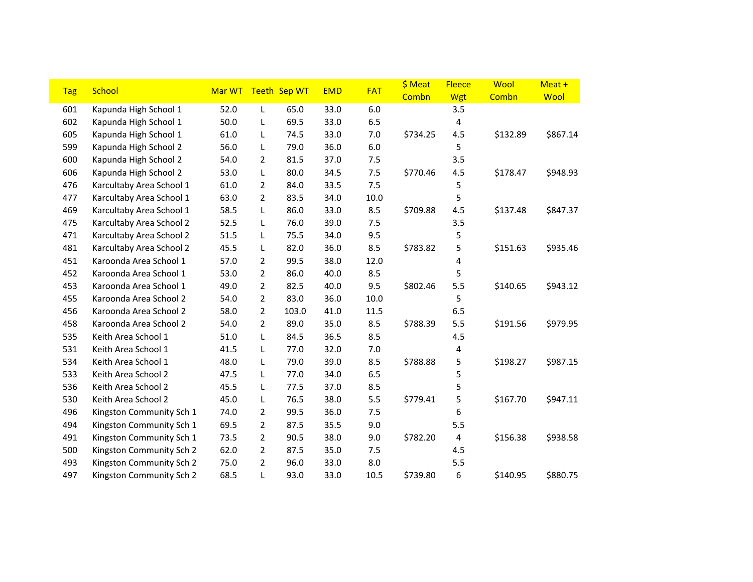| Tag | School | Mar WT | Teeth | Sep WT | EMD | FAT | $ Meat Combn | Fleece Wgt | Wool Combn | Meat + Wool |
|---|---|---|---|---|---|---|---|---|---|---|
| 601 | Kapunda High School 1 | 52.0 | L | 65.0 | 33.0 | 6.0 | | 3.5 | | |
| 602 | Kapunda High School 1 | 50.0 | L | 69.5 | 33.0 | 6.5 | | 4 | | |
| 605 | Kapunda High School 1 | 61.0 | L | 74.5 | 33.0 | 7.0 | $734.25 | 4.5 | $132.89 | $867.14 |
| 599 | Kapunda High School 2 | 56.0 | L | 79.0 | 36.0 | 6.0 | | 5 | | |
| 600 | Kapunda High School 2 | 54.0 | 2 | 81.5 | 37.0 | 7.5 | | 3.5 | | |
| 606 | Kapunda High School 2 | 53.0 | L | 80.0 | 34.5 | 7.5 | $770.46 | 4.5 | $178.47 | $948.93 |
| 476 | Karcultaby Area School 1 | 61.0 | 2 | 84.0 | 33.5 | 7.5 | | 5 | | |
| 477 | Karcultaby Area School 1 | 63.0 | 2 | 83.5 | 34.0 | 10.0 | | 5 | | |
| 469 | Karcultaby Area School 1 | 58.5 | L | 86.0 | 33.0 | 8.5 | $709.88 | 4.5 | $137.48 | $847.37 |
| 475 | Karcultaby Area School 2 | 52.5 | L | 76.0 | 39.0 | 7.5 | | 3.5 | | |
| 471 | Karcultaby Area School 2 | 51.5 | L | 75.5 | 34.0 | 9.5 | | 5 | | |
| 481 | Karcultaby Area School 2 | 45.5 | L | 82.0 | 36.0 | 8.5 | $783.82 | 5 | $151.63 | $935.46 |
| 451 | Karoonda Area School 1 | 57.0 | 2 | 99.5 | 38.0 | 12.0 | | 4 | | |
| 452 | Karoonda Area School 1 | 53.0 | 2 | 86.0 | 40.0 | 8.5 | | 5 | | |
| 453 | Karoonda Area School 1 | 49.0 | 2 | 82.5 | 40.0 | 9.5 | $802.46 | 5.5 | $140.65 | $943.12 |
| 455 | Karoonda Area School 2 | 54.0 | 2 | 83.0 | 36.0 | 10.0 | | 5 | | |
| 456 | Karoonda Area School 2 | 58.0 | 2 | 103.0 | 41.0 | 11.5 | | 6.5 | | |
| 458 | Karoonda Area School 2 | 54.0 | 2 | 89.0 | 35.0 | 8.5 | $788.39 | 5.5 | $191.56 | $979.95 |
| 535 | Keith Area School 1 | 51.0 | L | 84.5 | 36.5 | 8.5 | | 4.5 | | |
| 531 | Keith Area School 1 | 41.5 | L | 77.0 | 32.0 | 7.0 | | 4 | | |
| 534 | Keith Area School 1 | 48.0 | L | 79.0 | 39.0 | 8.5 | $788.88 | 5 | $198.27 | $987.15 |
| 533 | Keith Area School 2 | 47.5 | L | 77.0 | 34.0 | 6.5 | | 5 | | |
| 536 | Keith Area School 2 | 45.5 | L | 77.5 | 37.0 | 8.5 | | 5 | | |
| 530 | Keith Area School 2 | 45.0 | L | 76.5 | 38.0 | 5.5 | $779.41 | 5 | $167.70 | $947.11 |
| 496 | Kingston Community Sch 1 | 74.0 | 2 | 99.5 | 36.0 | 7.5 | | 6 | | |
| 494 | Kingston Community Sch 1 | 69.5 | 2 | 87.5 | 35.5 | 9.0 | | 5.5 | | |
| 491 | Kingston Community Sch 1 | 73.5 | 2 | 90.5 | 38.0 | 9.0 | $782.20 | 4 | $156.38 | $938.58 |
| 500 | Kingston Community Sch 2 | 62.0 | 2 | 87.5 | 35.0 | 7.5 | | 4.5 | | |
| 493 | Kingston Community Sch 2 | 75.0 | 2 | 96.0 | 33.0 | 8.0 | | 5.5 | | |
| 497 | Kingston Community Sch 2 | 68.5 | L | 93.0 | 33.0 | 10.5 | $739.80 | 6 | $140.95 | $880.75 |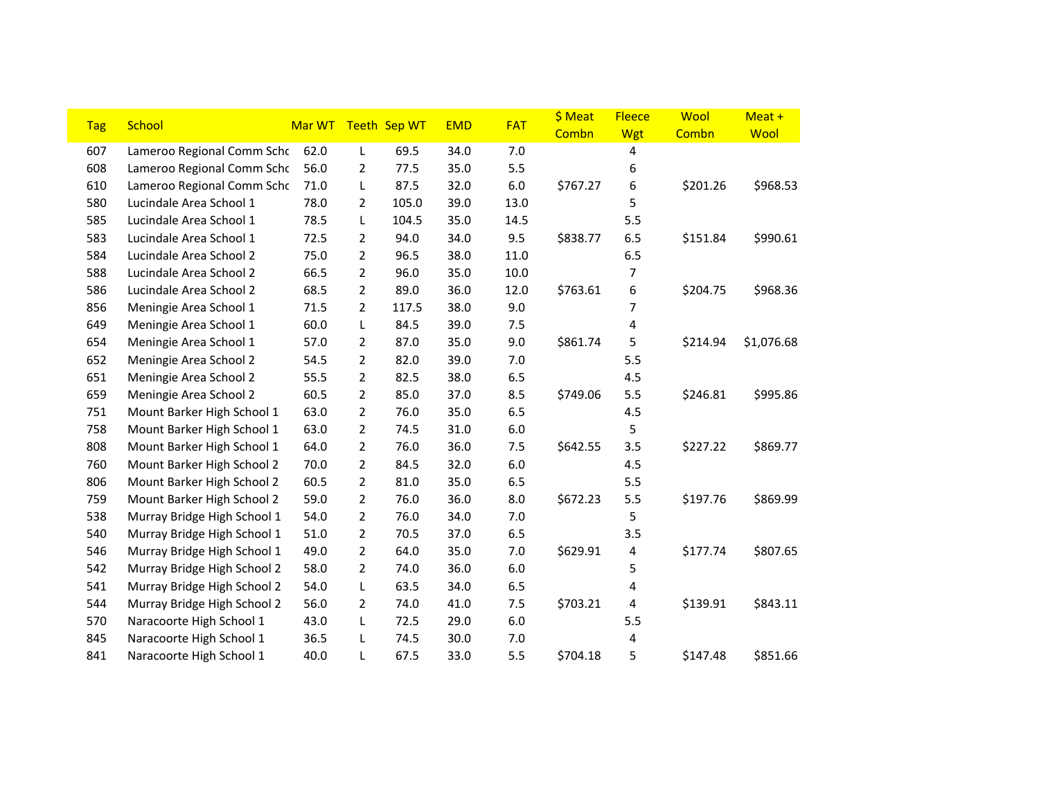| Tag | School | Mar WT | Teeth | Sep WT | EMD | FAT | $ Meat Combn | Fleece Wgt | Wool Combn | Meat + Wool |
|---|---|---|---|---|---|---|---|---|---|---|
| 607 | Lameroo Regional Comm Schc | 62.0 | L | 69.5 | 34.0 | 7.0 | | 4 | | |
| 608 | Lameroo Regional Comm Schc | 56.0 | 2 | 77.5 | 35.0 | 5.5 | | 6 | | |
| 610 | Lameroo Regional Comm Schc | 71.0 | L | 87.5 | 32.0 | 6.0 | $767.27 | 6 | $201.26 | $968.53 |
| 580 | Lucindale Area School 1 | 78.0 | 2 | 105.0 | 39.0 | 13.0 | | 5 | | |
| 585 | Lucindale Area School 1 | 78.5 | L | 104.5 | 35.0 | 14.5 | | 5.5 | | |
| 583 | Lucindale Area School 1 | 72.5 | 2 | 94.0 | 34.0 | 9.5 | $838.77 | 6.5 | $151.84 | $990.61 |
| 584 | Lucindale Area School 2 | 75.0 | 2 | 96.5 | 38.0 | 11.0 | | 6.5 | | |
| 588 | Lucindale Area School 2 | 66.5 | 2 | 96.0 | 35.0 | 10.0 | | 7 | | |
| 586 | Lucindale Area School 2 | 68.5 | 2 | 89.0 | 36.0 | 12.0 | $763.61 | 6 | $204.75 | $968.36 |
| 856 | Meningie Area School 1 | 71.5 | 2 | 117.5 | 38.0 | 9.0 | | 7 | | |
| 649 | Meningie Area School 1 | 60.0 | L | 84.5 | 39.0 | 7.5 | | 4 | | |
| 654 | Meningie Area School 1 | 57.0 | 2 | 87.0 | 35.0 | 9.0 | $861.74 | 5 | $214.94 | $1,076.68 |
| 652 | Meningie Area School 2 | 54.5 | 2 | 82.0 | 39.0 | 7.0 | | 5.5 | | |
| 651 | Meningie Area School 2 | 55.5 | 2 | 82.5 | 38.0 | 6.5 | | 4.5 | | |
| 659 | Meningie Area School 2 | 60.5 | 2 | 85.0 | 37.0 | 8.5 | $749.06 | 5.5 | $246.81 | $995.86 |
| 751 | Mount Barker High School 1 | 63.0 | 2 | 76.0 | 35.0 | 6.5 | | 4.5 | | |
| 758 | Mount Barker High School 1 | 63.0 | 2 | 74.5 | 31.0 | 6.0 | | 5 | | |
| 808 | Mount Barker High School 1 | 64.0 | 2 | 76.0 | 36.0 | 7.5 | $642.55 | 3.5 | $227.22 | $869.77 |
| 760 | Mount Barker High School 2 | 70.0 | 2 | 84.5 | 32.0 | 6.0 | | 4.5 | | |
| 806 | Mount Barker High School 2 | 60.5 | 2 | 81.0 | 35.0 | 6.5 | | 5.5 | | |
| 759 | Mount Barker High School 2 | 59.0 | 2 | 76.0 | 36.0 | 8.0 | $672.23 | 5.5 | $197.76 | $869.99 |
| 538 | Murray Bridge High School 1 | 54.0 | 2 | 76.0 | 34.0 | 7.0 | | 5 | | |
| 540 | Murray Bridge High School 1 | 51.0 | 2 | 70.5 | 37.0 | 6.5 | | 3.5 | | |
| 546 | Murray Bridge High School 1 | 49.0 | 2 | 64.0 | 35.0 | 7.0 | $629.91 | 4 | $177.74 | $807.65 |
| 542 | Murray Bridge High School 2 | 58.0 | 2 | 74.0 | 36.0 | 6.0 | | 5 | | |
| 541 | Murray Bridge High School 2 | 54.0 | L | 63.5 | 34.0 | 6.5 | | 4 | | |
| 544 | Murray Bridge High School 2 | 56.0 | 2 | 74.0 | 41.0 | 7.5 | $703.21 | 4 | $139.91 | $843.11 |
| 570 | Naracoorte High School 1 | 43.0 | L | 72.5 | 29.0 | 6.0 | | 5.5 | | |
| 845 | Naracoorte High School 1 | 36.5 | L | 74.5 | 30.0 | 7.0 | | 4 | | |
| 841 | Naracoorte High School 1 | 40.0 | L | 67.5 | 33.0 | 5.5 | $704.18 | 5 | $147.48 | $851.66 |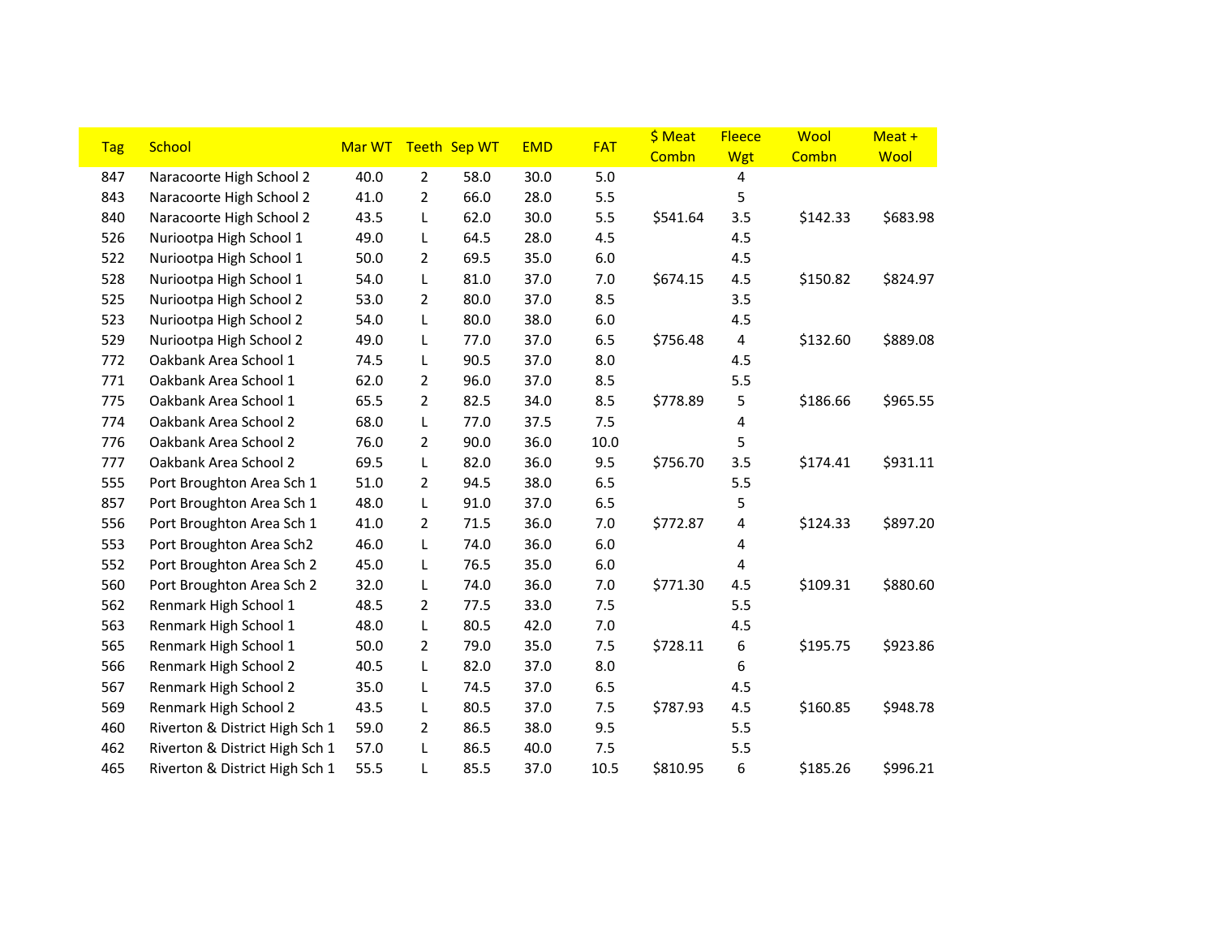| Tag | School | Mar WT | Teeth | Sep WT | EMD | FAT | $ Meat Combn | Fleece Wgt | Wool Combn | Meat + Wool |
|---|---|---|---|---|---|---|---|---|---|---|
| 847 | Naracoorte High School 2 | 40.0 | 2 | 58.0 | 30.0 | 5.0 | | 4 | | |
| 843 | Naracoorte High School 2 | 41.0 | 2 | 66.0 | 28.0 | 5.5 | | 5 | | |
| 840 | Naracoorte High School 2 | 43.5 | L | 62.0 | 30.0 | 5.5 | $541.64 | 3.5 | $142.33 | $683.98 |
| 526 | Nuriootpa High School 1 | 49.0 | L | 64.5 | 28.0 | 4.5 | | 4.5 | | |
| 522 | Nuriootpa High School 1 | 50.0 | 2 | 69.5 | 35.0 | 6.0 | | 4.5 | | |
| 528 | Nuriootpa High School 1 | 54.0 | L | 81.0 | 37.0 | 7.0 | $674.15 | 4.5 | $150.82 | $824.97 |
| 525 | Nuriootpa High School 2 | 53.0 | 2 | 80.0 | 37.0 | 8.5 | | 3.5 | | |
| 523 | Nuriootpa High School 2 | 54.0 | L | 80.0 | 38.0 | 6.0 | | 4.5 | | |
| 529 | Nuriootpa High School 2 | 49.0 | L | 77.0 | 37.0 | 6.5 | $756.48 | 4 | $132.60 | $889.08 |
| 772 | Oakbank Area School 1 | 74.5 | L | 90.5 | 37.0 | 8.0 | | 4.5 | | |
| 771 | Oakbank Area School 1 | 62.0 | 2 | 96.0 | 37.0 | 8.5 | | 5.5 | | |
| 775 | Oakbank Area School 1 | 65.5 | 2 | 82.5 | 34.0 | 8.5 | $778.89 | 5 | $186.66 | $965.55 |
| 774 | Oakbank Area School 2 | 68.0 | L | 77.0 | 37.5 | 7.5 | | 4 | | |
| 776 | Oakbank Area School 2 | 76.0 | 2 | 90.0 | 36.0 | 10.0 | | 5 | | |
| 777 | Oakbank Area School 2 | 69.5 | L | 82.0 | 36.0 | 9.5 | $756.70 | 3.5 | $174.41 | $931.11 |
| 555 | Port Broughton Area Sch 1 | 51.0 | 2 | 94.5 | 38.0 | 6.5 | | 5.5 | | |
| 857 | Port Broughton Area Sch 1 | 48.0 | L | 91.0 | 37.0 | 6.5 | | 5 | | |
| 556 | Port Broughton Area Sch 1 | 41.0 | 2 | 71.5 | 36.0 | 7.0 | $772.87 | 4 | $124.33 | $897.20 |
| 553 | Port Broughton Area Sch2 | 46.0 | L | 74.0 | 36.0 | 6.0 | | 4 | | |
| 552 | Port Broughton Area Sch 2 | 45.0 | L | 76.5 | 35.0 | 6.0 | | 4 | | |
| 560 | Port Broughton Area Sch 2 | 32.0 | L | 74.0 | 36.0 | 7.0 | $771.30 | 4.5 | $109.31 | $880.60 |
| 562 | Renmark High School 1 | 48.5 | 2 | 77.5 | 33.0 | 7.5 | | 5.5 | | |
| 563 | Renmark High School 1 | 48.0 | L | 80.5 | 42.0 | 7.0 | | 4.5 | | |
| 565 | Renmark High School 1 | 50.0 | 2 | 79.0 | 35.0 | 7.5 | $728.11 | 6 | $195.75 | $923.86 |
| 566 | Renmark High School 2 | 40.5 | L | 82.0 | 37.0 | 8.0 | | 6 | | |
| 567 | Renmark High School 2 | 35.0 | L | 74.5 | 37.0 | 6.5 | | 4.5 | | |
| 569 | Renmark High School 2 | 43.5 | L | 80.5 | 37.0 | 7.5 | $787.93 | 4.5 | $160.85 | $948.78 |
| 460 | Riverton & District High Sch 1 | 59.0 | 2 | 86.5 | 38.0 | 9.5 | | 5.5 | | |
| 462 | Riverton & District High Sch 1 | 57.0 | L | 86.5 | 40.0 | 7.5 | | 5.5 | | |
| 465 | Riverton & District High Sch 1 | 55.5 | L | 85.5 | 37.0 | 10.5 | $810.95 | 6 | $185.26 | $996.21 |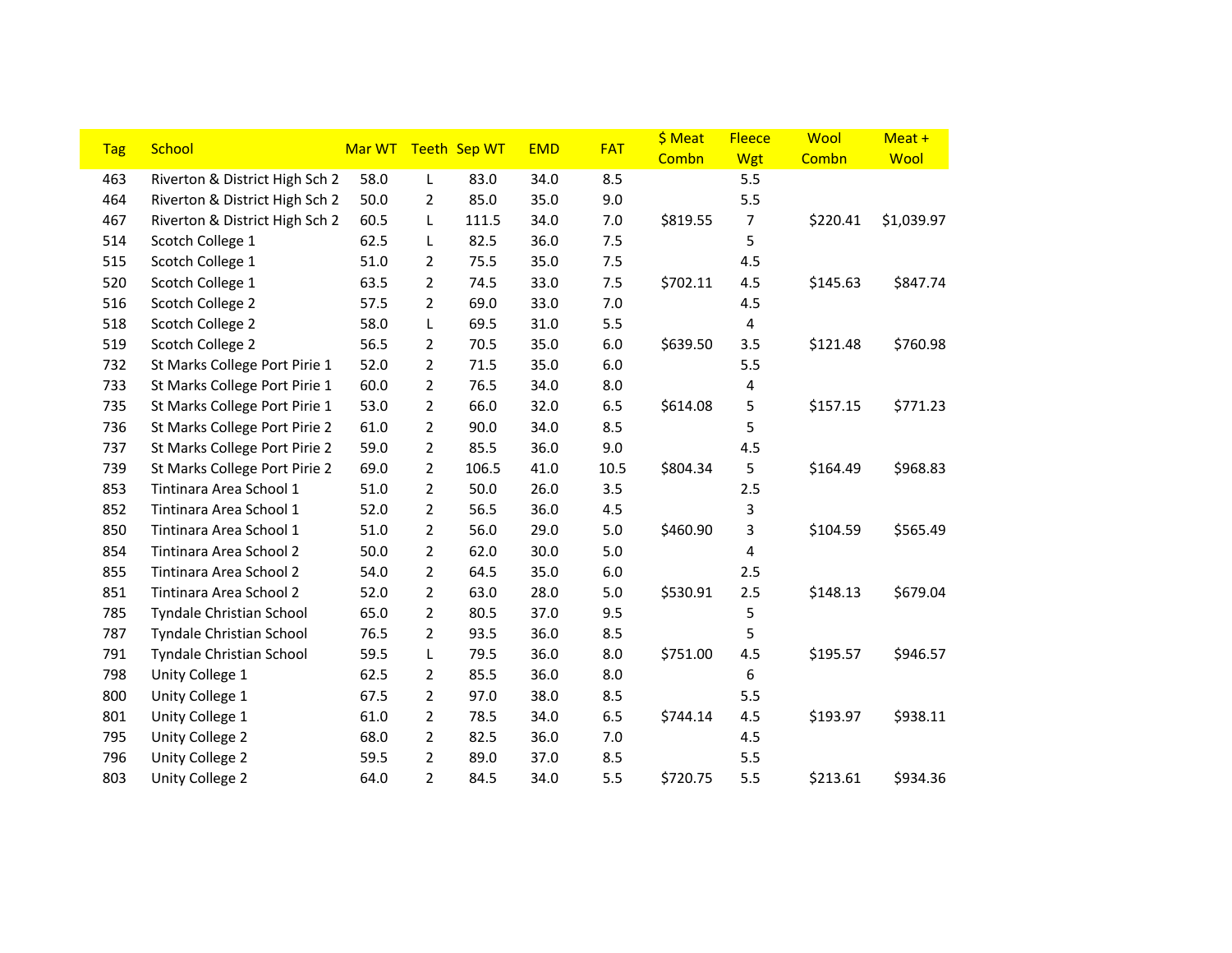| Tag | School | Mar WT | Teeth | Sep WT | EMD | FAT | $ Meat Combn | Fleece Wgt | Wool Combn | Meat + Wool |
|---|---|---|---|---|---|---|---|---|---|---|
| 463 | Riverton & District High Sch 2 | 58.0 | L | 83.0 | 34.0 | 8.5 | | 5.5 | | |
| 464 | Riverton & District High Sch 2 | 50.0 | 2 | 85.0 | 35.0 | 9.0 | | 5.5 | | |
| 467 | Riverton & District High Sch 2 | 60.5 | L | 111.5 | 34.0 | 7.0 | $819.55 | 7 | $220.41 | $1,039.97 |
| 514 | Scotch College 1 | 62.5 | L | 82.5 | 36.0 | 7.5 | | 5 | | |
| 515 | Scotch College 1 | 51.0 | 2 | 75.5 | 35.0 | 7.5 | | 4.5 | | |
| 520 | Scotch College 1 | 63.5 | 2 | 74.5 | 33.0 | 7.5 | $702.11 | 4.5 | $145.63 | $847.74 |
| 516 | Scotch College 2 | 57.5 | 2 | 69.0 | 33.0 | 7.0 | | 4.5 | | |
| 518 | Scotch College 2 | 58.0 | L | 69.5 | 31.0 | 5.5 | | 4 | | |
| 519 | Scotch College 2 | 56.5 | 2 | 70.5 | 35.0 | 6.0 | $639.50 | 3.5 | $121.48 | $760.98 |
| 732 | St Marks College Port Pirie 1 | 52.0 | 2 | 71.5 | 35.0 | 6.0 | | 5.5 | | |
| 733 | St Marks College Port Pirie 1 | 60.0 | 2 | 76.5 | 34.0 | 8.0 | | 4 | | |
| 735 | St Marks College Port Pirie 1 | 53.0 | 2 | 66.0 | 32.0 | 6.5 | $614.08 | 5 | $157.15 | $771.23 |
| 736 | St Marks College Port Pirie 2 | 61.0 | 2 | 90.0 | 34.0 | 8.5 | | 5 | | |
| 737 | St Marks College Port Pirie 2 | 59.0 | 2 | 85.5 | 36.0 | 9.0 | | 4.5 | | |
| 739 | St Marks College Port Pirie 2 | 69.0 | 2 | 106.5 | 41.0 | 10.5 | $804.34 | 5 | $164.49 | $968.83 |
| 853 | Tintinara Area School 1 | 51.0 | 2 | 50.0 | 26.0 | 3.5 | | 2.5 | | |
| 852 | Tintinara Area School 1 | 52.0 | 2 | 56.5 | 36.0 | 4.5 | | 3 | | |
| 850 | Tintinara Area School 1 | 51.0 | 2 | 56.0 | 29.0 | 5.0 | $460.90 | 3 | $104.59 | $565.49 |
| 854 | Tintinara Area School 2 | 50.0 | 2 | 62.0 | 30.0 | 5.0 | | 4 | | |
| 855 | Tintinara Area School 2 | 54.0 | 2 | 64.5 | 35.0 | 6.0 | | 2.5 | | |
| 851 | Tintinara Area School 2 | 52.0 | 2 | 63.0 | 28.0 | 5.0 | $530.91 | 2.5 | $148.13 | $679.04 |
| 785 | Tyndale Christian School | 65.0 | 2 | 80.5 | 37.0 | 9.5 | | 5 | | |
| 787 | Tyndale Christian School | 76.5 | 2 | 93.5 | 36.0 | 8.5 | | 5 | | |
| 791 | Tyndale Christian School | 59.5 | L | 79.5 | 36.0 | 8.0 | $751.00 | 4.5 | $195.57 | $946.57 |
| 798 | Unity College 1 | 62.5 | 2 | 85.5 | 36.0 | 8.0 | | 6 | | |
| 800 | Unity College 1 | 67.5 | 2 | 97.0 | 38.0 | 8.5 | | 5.5 | | |
| 801 | Unity College 1 | 61.0 | 2 | 78.5 | 34.0 | 6.5 | $744.14 | 4.5 | $193.97 | $938.11 |
| 795 | Unity College 2 | 68.0 | 2 | 82.5 | 36.0 | 7.0 | | 4.5 | | |
| 796 | Unity College 2 | 59.5 | 2 | 89.0 | 37.0 | 8.5 | | 5.5 | | |
| 803 | Unity College 2 | 64.0 | 2 | 84.5 | 34.0 | 5.5 | $720.75 | 5.5 | $213.61 | $934.36 |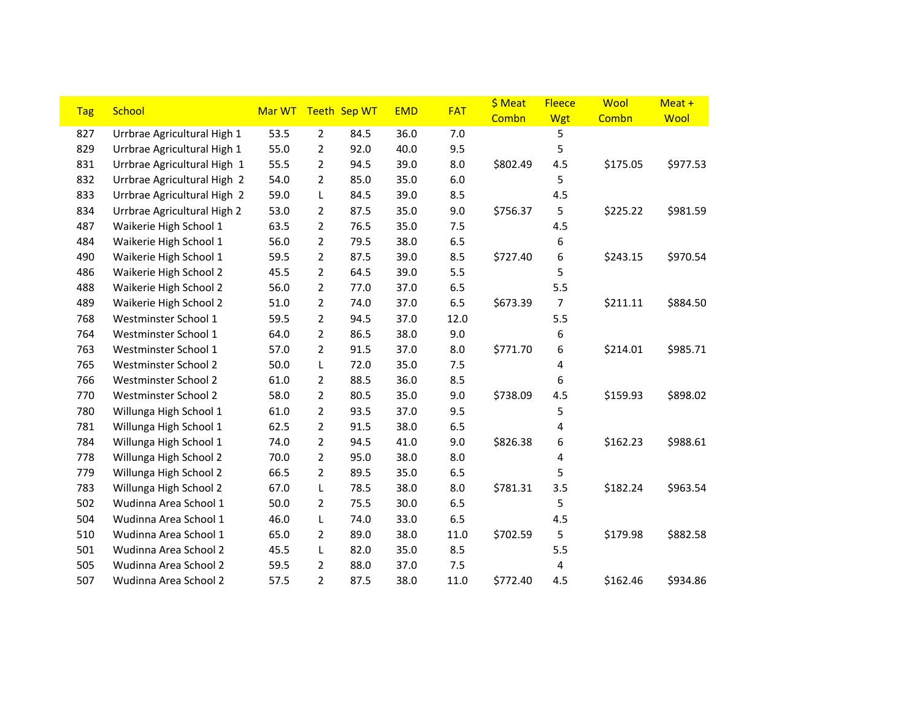| Tag | School | Mar WT | Teeth | Sep WT | EMD | FAT | $ Meat Combn | Fleece Wgt | Wool Combn | Meat + Wool |
|---|---|---|---|---|---|---|---|---|---|---|
| 827 | Urrbrae Agricultural High 1 | 53.5 | 2 | 84.5 | 36.0 | 7.0 | | 5 | | |
| 829 | Urrbrae Agricultural High 1 | 55.0 | 2 | 92.0 | 40.0 | 9.5 | | 5 | | |
| 831 | Urrbrae Agricultural High 1 | 55.5 | 2 | 94.5 | 39.0 | 8.0 | $802.49 | 4.5 | $175.05 | $977.53 |
| 832 | Urrbrae Agricultural High 2 | 54.0 | 2 | 85.0 | 35.0 | 6.0 | | 5 | | |
| 833 | Urrbrae Agricultural High 2 | 59.0 | L | 84.5 | 39.0 | 8.5 | | 4.5 | | |
| 834 | Urrbrae Agricultural High 2 | 53.0 | 2 | 87.5 | 35.0 | 9.0 | $756.37 | 5 | $225.22 | $981.59 |
| 487 | Waikerie High School 1 | 63.5 | 2 | 76.5 | 35.0 | 7.5 | | 4.5 | | |
| 484 | Waikerie High School 1 | 56.0 | 2 | 79.5 | 38.0 | 6.5 | | 6 | | |
| 490 | Waikerie High School 1 | 59.5 | 2 | 87.5 | 39.0 | 8.5 | $727.40 | 6 | $243.15 | $970.54 |
| 486 | Waikerie High School 2 | 45.5 | 2 | 64.5 | 39.0 | 5.5 | | 5 | | |
| 488 | Waikerie High School 2 | 56.0 | 2 | 77.0 | 37.0 | 6.5 | | 5.5 | | |
| 489 | Waikerie High School 2 | 51.0 | 2 | 74.0 | 37.0 | 6.5 | $673.39 | 7 | $211.11 | $884.50 |
| 768 | Westminster School 1 | 59.5 | 2 | 94.5 | 37.0 | 12.0 | | 5.5 | | |
| 764 | Westminster School 1 | 64.0 | 2 | 86.5 | 38.0 | 9.0 | | 6 | | |
| 763 | Westminster School 1 | 57.0 | 2 | 91.5 | 37.0 | 8.0 | $771.70 | 6 | $214.01 | $985.71 |
| 765 | Westminster School 2 | 50.0 | L | 72.0 | 35.0 | 7.5 | | 4 | | |
| 766 | Westminster School 2 | 61.0 | 2 | 88.5 | 36.0 | 8.5 | | 6 | | |
| 770 | Westminster School 2 | 58.0 | 2 | 80.5 | 35.0 | 9.0 | $738.09 | 4.5 | $159.93 | $898.02 |
| 780 | Willunga High School 1 | 61.0 | 2 | 93.5 | 37.0 | 9.5 | | 5 | | |
| 781 | Willunga High School 1 | 62.5 | 2 | 91.5 | 38.0 | 6.5 | | 4 | | |
| 784 | Willunga High School 1 | 74.0 | 2 | 94.5 | 41.0 | 9.0 | $826.38 | 6 | $162.23 | $988.61 |
| 778 | Willunga High School 2 | 70.0 | 2 | 95.0 | 38.0 | 8.0 | | 4 | | |
| 779 | Willunga High School 2 | 66.5 | 2 | 89.5 | 35.0 | 6.5 | | 5 | | |
| 783 | Willunga High School 2 | 67.0 | L | 78.5 | 38.0 | 8.0 | $781.31 | 3.5 | $182.24 | $963.54 |
| 502 | Wudinna Area School 1 | 50.0 | 2 | 75.5 | 30.0 | 6.5 | | 5 | | |
| 504 | Wudinna Area School 1 | 46.0 | L | 74.0 | 33.0 | 6.5 | | 4.5 | | |
| 510 | Wudinna Area School 1 | 65.0 | 2 | 89.0 | 38.0 | 11.0 | $702.59 | 5 | $179.98 | $882.58 |
| 501 | Wudinna Area School 2 | 45.5 | L | 82.0 | 35.0 | 8.5 | | 5.5 | | |
| 505 | Wudinna Area School 2 | 59.5 | 2 | 88.0 | 37.0 | 7.5 | | 4 | | |
| 507 | Wudinna Area School 2 | 57.5 | 2 | 87.5 | 38.0 | 11.0 | $772.40 | 4.5 | $162.46 | $934.86 |